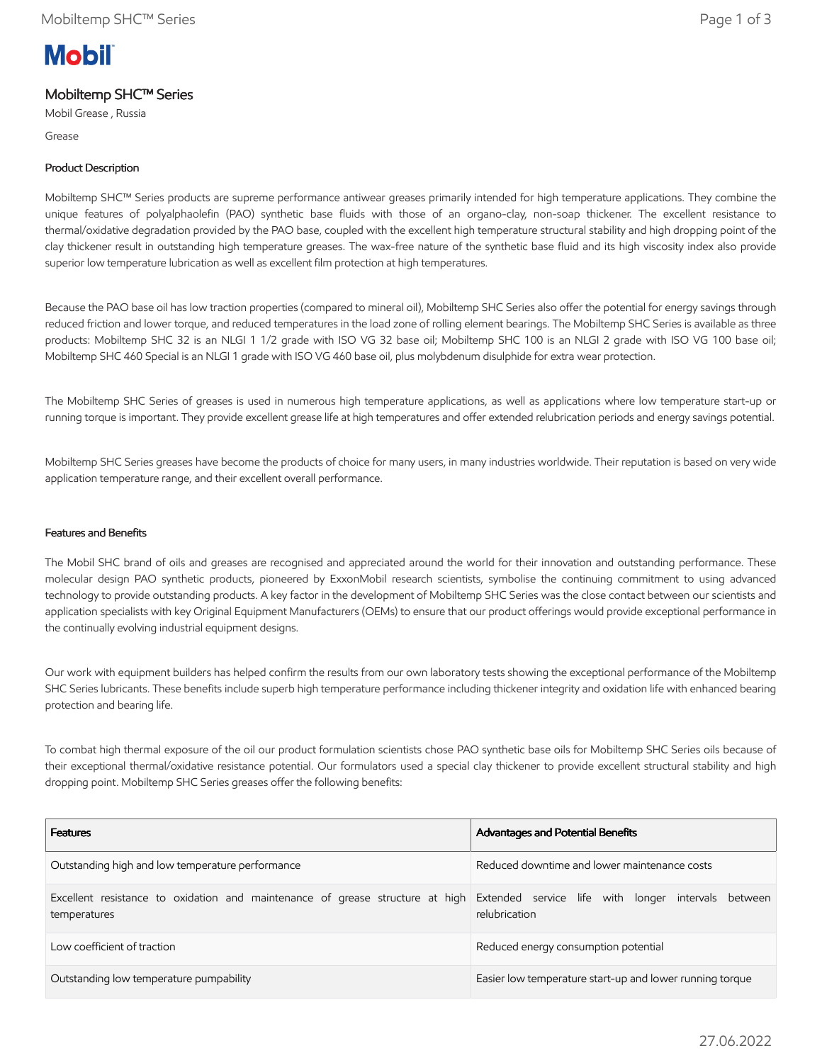Mobil

# Mobiltemp SHC™ Series

Mobil Grease , Russia

Grease

## Product Description

Mobiltemp SHC™ Series products are supreme performance antiwear greases primarily intended for high temperature applications. They combine the unique features of polyalphaolefin (PAO) synthetic base fluids with those of an organo-clay, non-soap thickener. The excellent resistance to thermal/oxidative degradation provided by the PAO base, coupled with the excellent high temperature structural stability and high dropping point of the clay thickener result in outstanding high temperature greases. The wax-free nature of the synthetic base fluid and its high viscosity index also provide superior low temperature lubrication as well as excellent film protection at high temperatures.

Because the PAO base oil has low traction properties (compared to mineral oil), Mobiltemp SHC Series also offer the potential for energy savings through reduced friction and lower torque, and reduced temperatures in the load zone of rolling element bearings. The Mobiltemp SHC Series is available as three products: Mobiltemp SHC 32 is an NLGI 1 1/2 grade with ISO VG 32 base oil; Mobiltemp SHC 100 is an NLGI 2 grade with ISO VG 100 base oil; Mobiltemp SHC 460 Special is an NLGI 1 grade with ISO VG 460 base oil, plus molybdenum disulphide for extra wear protection.

The Mobiltemp SHC Series of greases is used in numerous high temperature applications, as well as applications where low temperature start-up or running torque is important. They provide excellent grease life at high temperatures and offer extended relubrication periods and energy savings potential.

Mobiltemp SHC Series greases have become the products of choice for many users, in many industries worldwide. Their reputation is based on very wide application temperature range, and their excellent overall performance.

## Features and Benefits

The Mobil SHC brand of oils and greases are recognised and appreciated around the world for their innovation and outstanding performance. These molecular design PAO synthetic products, pioneered by ExxonMobil research scientists, symbolise the continuing commitment to using advanced technology to provide outstanding products. A key factor in the development of Mobiltemp SHC Series was the close contact between our scientists and application specialists with key Original Equipment Manufacturers (OEMs) to ensure that our product offerings would provide exceptional performance in the continually evolving industrial equipment designs.

Our work with equipment builders has helped confirm the results from our own laboratory tests showing the exceptional performance of the Mobiltemp SHC Series lubricants. These benefits include superb high temperature performance including thickener integrity and oxidation life with enhanced bearing protection and bearing life.

To combat high thermal exposure of the oil our product formulation scientists chose PAO synthetic base oils for Mobiltemp SHC Series oils because of their exceptional thermal/oxidative resistance potential. Our formulators used a special clay thickener to provide excellent structural stability and high dropping point. Mobiltemp SHC Series greases offer the following benefits:

| Features | Advantages and Potential Benefits |
|---|---|
| Outstanding high and low temperature performance | Reduced downtime and lower maintenance costs |
| Excellent resistance to oxidation and maintenance of grease structure at high temperatures | Extended service life with longer intervals between relubrication |
| Low coefficient of traction | Reduced energy consumption potential |
| Outstanding low temperature pumpability | Easier low temperature start-up and lower running torque |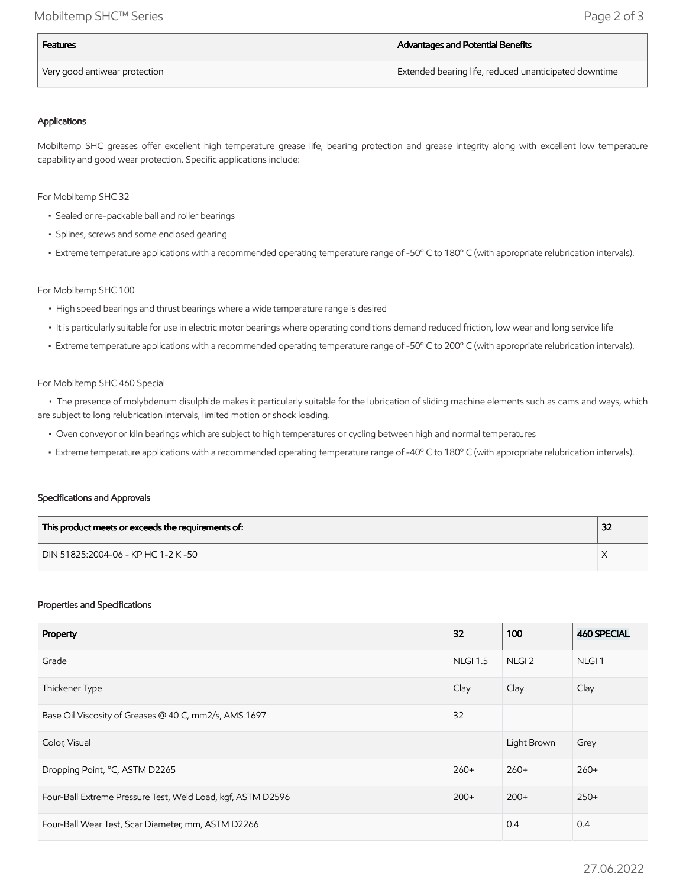| Features | Advantages and Potential Benefits |
| --- | --- |
| Very good antiwear protection | Extended bearing life, reduced unanticipated downtime |

### Applications

Mobiltemp SHC greases offer excellent high temperature grease life, bearing protection and grease integrity along with excellent low temperature capability and good wear protection. Specific applications include:

For Mobiltemp SHC 32

- Sealed or re-packable ball and roller bearings
- Splines, screws and some enclosed gearing
- Extreme temperature applications with a recommended operating temperature range of -50º C to 180º C (with appropriate relubrication intervals).

For Mobiltemp SHC 100

- High speed bearings and thrust bearings where a wide temperature range is desired
- It is particularly suitable for use in electric motor bearings where operating conditions demand reduced friction, low wear and long service life
- Extreme temperature applications with a recommended operating temperature range of -50º C to 200º C (with appropriate relubrication intervals).

For Mobiltemp SHC 460 Special

- The presence of molybdenum disulphide makes it particularly suitable for the lubrication of sliding machine elements such as cams and ways, which are subject to long relubrication intervals, limited motion or shock loading.
- Oven conveyor or kiln bearings which are subject to high temperatures or cycling between high and normal temperatures
- Extreme temperature applications with a recommended operating temperature range of -40º C to 180º C (with appropriate relubrication intervals).

### Specifications and Approvals

| This product meets or exceeds the requirements of: | 32 |
| --- | --- |
| DIN 51825:2004-06 - KP HC 1-2 K -50 | X |

### Properties and Specifications

| Property | 32 | 100 | 460 SPECIAL |
| --- | --- | --- | --- |
| Grade | NLGI 1.5 | NLGI 2 | NLGI 1 |
| Thickener Type | Clay | Clay | Clay |
| Base Oil Viscosity of Greases @ 40 C, mm2/s, AMS 1697 | 32 | | |
| Color, Visual | | Light Brown | Grey |
| Dropping Point, °C, ASTM D2265 | 260+ | 260+ | 260+ |
| Four-Ball Extreme Pressure Test, Weld Load, kgf, ASTM D2596 | 200+ | 200+ | 250+ |
| Four-Ball Wear Test, Scar Diameter, mm, ASTM D2266 | | 0.4 | 0.4 |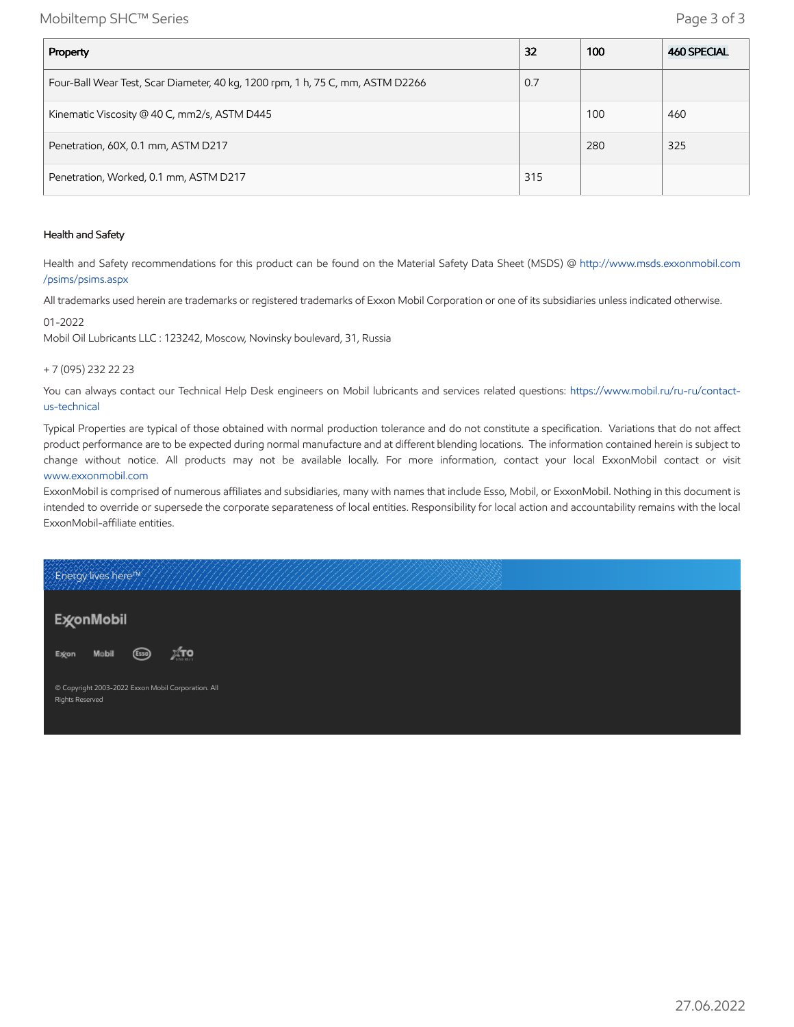| Property | 32 | 100 | 460 SPECIAL |
| --- | --- | --- | --- |
| Four-Ball Wear Test, Scar Diameter, 40 kg, 1200 rpm, 1 h, 75 C, mm, ASTM D2266 | 0.7 | | |
| Kinematic Viscosity @ 40 C, mm2/s, ASTM D445 | | 100 | 460 |
| Penetration, 60X, 0.1 mm, ASTM D217 | | 280 | 325 |
| Penetration, Worked, 0.1 mm, ASTM D217 | 315 | | |

### Health and Safety

Health and Safety recommendations for this product can be found on the Material Safety Data Sheet (MSDS) @ http://www.msds.exxonmobil.com/psims/psims.aspx

All trademarks used herein are trademarks or registered trademarks of Exxon Mobil Corporation or one of its subsidiaries unless indicated otherwise.

01-2022
Mobil Oil Lubricants LLC : 123242, Moscow, Novinsky boulevard, 31, Russia

+ 7 (095) 232 22 23

You can always contact our Technical Help Desk engineers on Mobil lubricants and services related questions: https://www.mobil.ru/ru-ru/contact-us-technical

Typical Properties are typical of those obtained with normal production tolerance and do not constitute a specification. Variations that do not affect product performance are to be expected during normal manufacture and at different blending locations. The information contained herein is subject to change without notice. All products may not be available locally. For more information, contact your local ExxonMobil contact or visit www.exxonmobil.com

ExxonMobil is comprised of numerous affiliates and subsidiaries, many with names that include Esso, Mobil, or ExxonMobil. Nothing in this document is intended to override or supersede the corporate separateness of local entities. Responsibility for local action and accountability remains with the local ExxonMobil-affiliate entities.

Energy lives here™

ExxonMobil

Exxon Mobil Esso XTO

© Copyright 2003-2022 Exxon Mobil Corporation. All Rights Reserved

27.06.2022